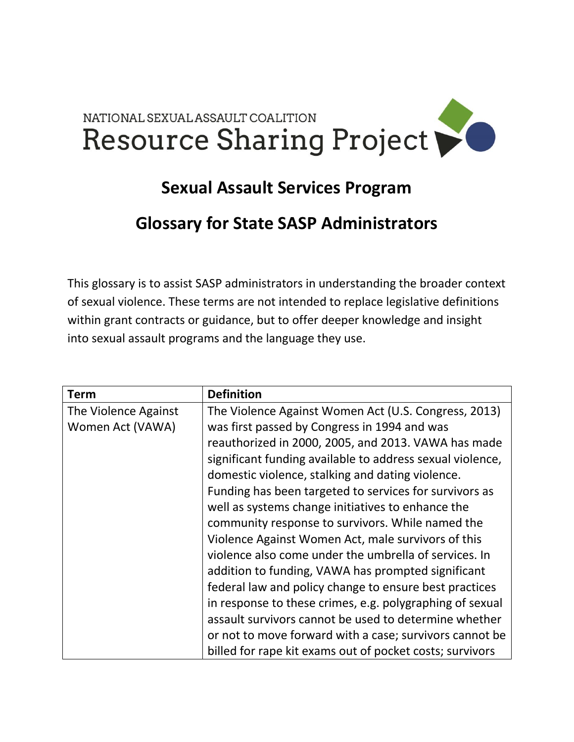NATIONAL SEXUAL ASSAULT COALITION

Resource Sharing Project

## Sexual Assault Services Program

## Glossary for State SASP Administrators

This glossary is to assist SASP administrators in understanding the broader context of sexual violence. These terms are not intended to replace legislative definitions within grant contracts or guidance, but to offer deeper knowledge and insight into sexual assault programs and the language they use.

| Term | Definition |
| --- | --- |
| The Violence Against Women Act (VAWA) | The Violence Against Women Act (U.S. Congress, 2013) was first passed by Congress in 1994 and was reauthorized in 2000, 2005, and 2013. VAWA has made significant funding available to address sexual violence, domestic violence, stalking and dating violence. Funding has been targeted to services for survivors as well as systems change initiatives to enhance the community response to survivors. While named the Violence Against Women Act, male survivors of this violence also come under the umbrella of services. In addition to funding, VAWA has prompted significant federal law and policy change to ensure best practices in response to these crimes, e.g. polygraphing of sexual assault survivors cannot be used to determine whether or not to move forward with a case; survivors cannot be billed for rape kit exams out of pocket costs; survivors |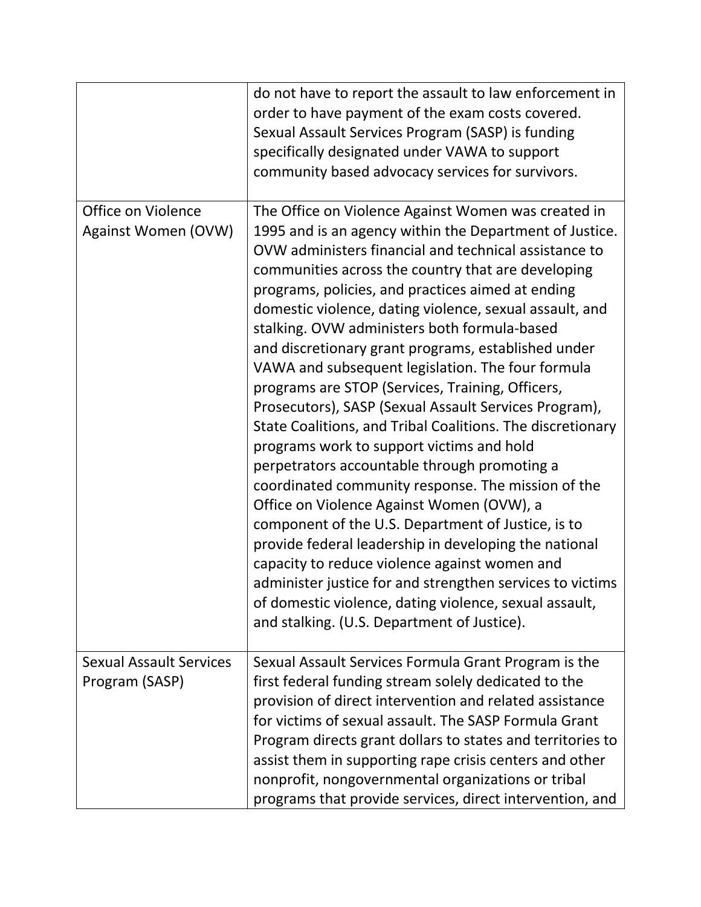| | |
|---|---|
| | do not have to report the assault to law enforcement in order to have payment of the exam costs covered. Sexual Assault Services Program (SASP) is funding specifically designated under VAWA to support community based advocacy services for survivors. |
| Office on Violence Against Women (OVW) | The Office on Violence Against Women was created in 1995 and is an agency within the Department of Justice. OVW administers financial and technical assistance to communities across the country that are developing programs, policies, and practices aimed at ending domestic violence, dating violence, sexual assault, and stalking. OVW administers both formula-based and discretionary grant programs, established under VAWA and subsequent legislation. The four formula programs are STOP (Services, Training, Officers, Prosecutors), SASP (Sexual Assault Services Program), State Coalitions, and Tribal Coalitions. The discretionary programs work to support victims and hold perpetrators accountable through promoting a coordinated community response. The mission of the Office on Violence Against Women (OVW), a component of the U.S. Department of Justice, is to provide federal leadership in developing the national capacity to reduce violence against women and administer justice for and strengthen services to victims of domestic violence, dating violence, sexual assault, and stalking. (U.S. Department of Justice). |
| Sexual Assault Services Program (SASP) | Sexual Assault Services Formula Grant Program is the first federal funding stream solely dedicated to the provision of direct intervention and related assistance for victims of sexual assault. The SASP Formula Grant Program directs grant dollars to states and territories to assist them in supporting rape crisis centers and other nonprofit, nongovernmental organizations or tribal programs that provide services, direct intervention, and |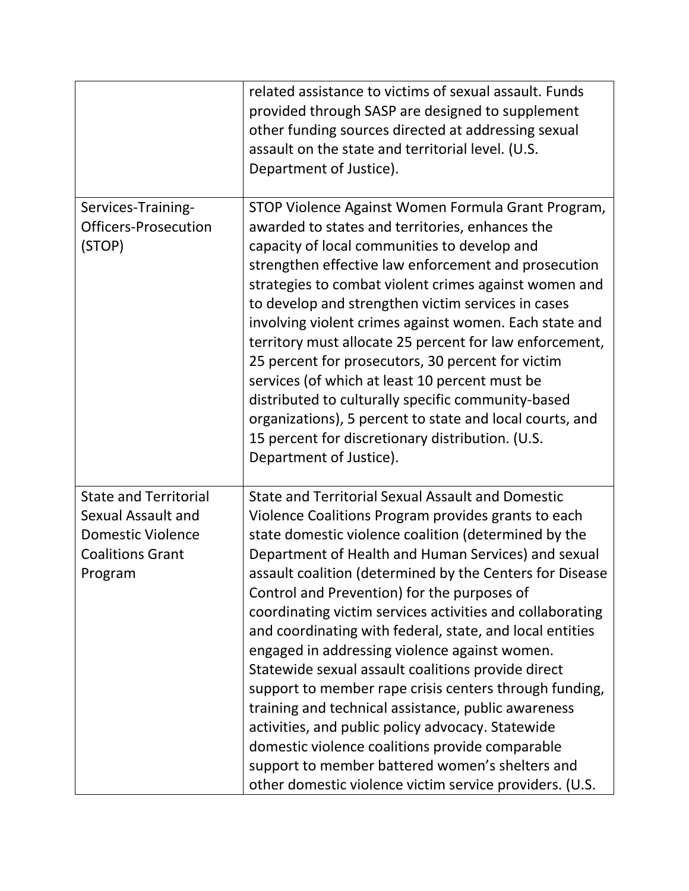| | |
|---|---|
| | related assistance to victims of sexual assault. Funds provided through SASP are designed to supplement other funding sources directed at addressing sexual assault on the state and territorial level. (U.S. Department of Justice). |
| Services-Training-Officers-Prosecution (STOP) | STOP Violence Against Women Formula Grant Program, awarded to states and territories, enhances the capacity of local communities to develop and strengthen effective law enforcement and prosecution strategies to combat violent crimes against women and to develop and strengthen victim services in cases involving violent crimes against women. Each state and territory must allocate 25 percent for law enforcement, 25 percent for prosecutors, 30 percent for victim services (of which at least 10 percent must be distributed to culturally specific community-based organizations), 5 percent to state and local courts, and 15 percent for discretionary distribution. (U.S. Department of Justice). |
| State and Territorial Sexual Assault and Domestic Violence Coalitions Grant Program | State and Territorial Sexual Assault and Domestic Violence Coalitions Program provides grants to each state domestic violence coalition (determined by the Department of Health and Human Services) and sexual assault coalition (determined by the Centers for Disease Control and Prevention) for the purposes of coordinating victim services activities and collaborating and coordinating with federal, state, and local entities engaged in addressing violence against women. Statewide sexual assault coalitions provide direct support to member rape crisis centers through funding, training and technical assistance, public awareness activities, and public policy advocacy. Statewide domestic violence coalitions provide comparable support to member battered women's shelters and other domestic violence victim service providers. (U.S. |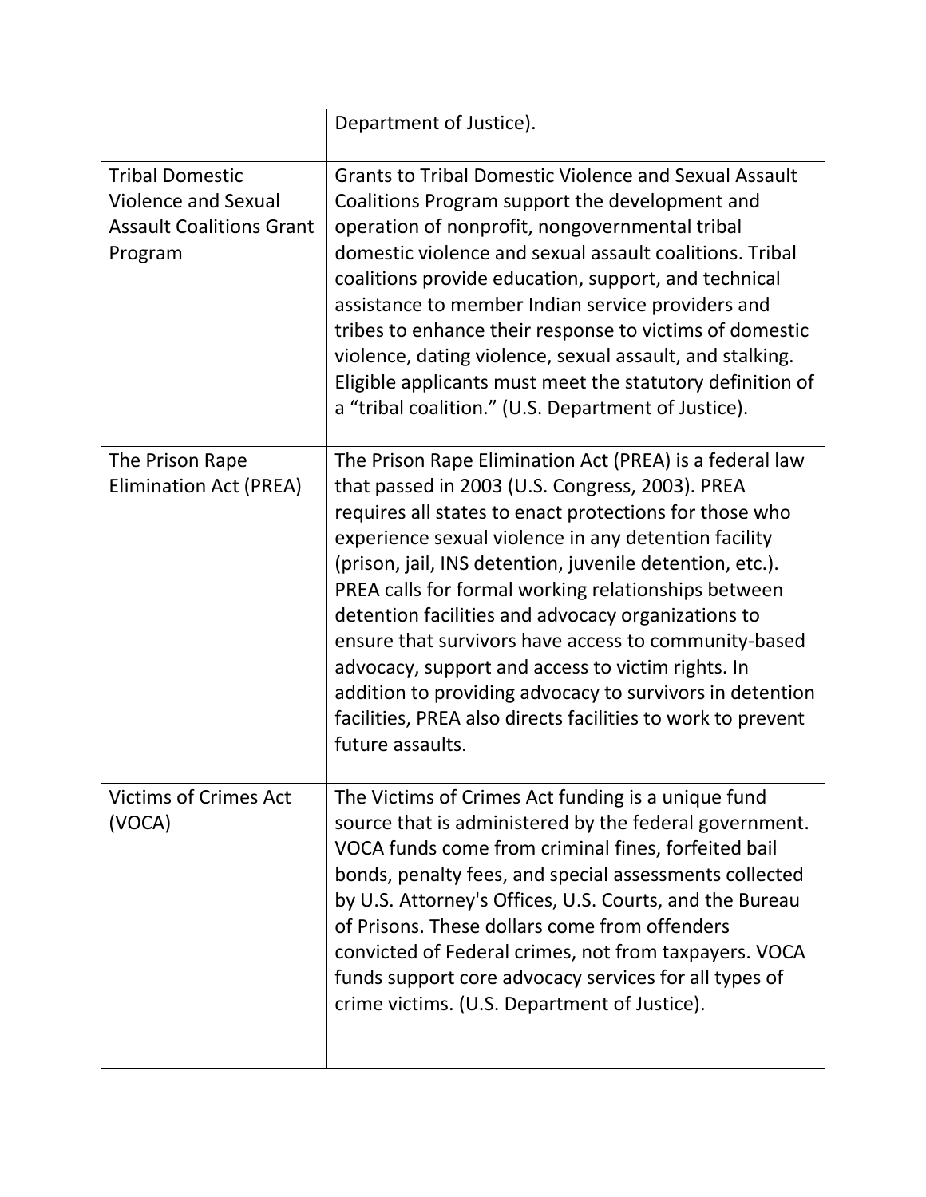| | |
|---|---|
| | Department of Justice). |
| Tribal Domestic Violence and Sexual Assault Coalitions Grant Program | Grants to Tribal Domestic Violence and Sexual Assault Coalitions Program support the development and operation of nonprofit, nongovernmental tribal domestic violence and sexual assault coalitions. Tribal coalitions provide education, support, and technical assistance to member Indian service providers and tribes to enhance their response to victims of domestic violence, dating violence, sexual assault, and stalking. Eligible applicants must meet the statutory definition of a "tribal coalition." (U.S. Department of Justice). |
| The Prison Rape Elimination Act (PREA) | The Prison Rape Elimination Act (PREA) is a federal law that passed in 2003 (U.S. Congress, 2003). PREA requires all states to enact protections for those who experience sexual violence in any detention facility (prison, jail, INS detention, juvenile detention, etc.). PREA calls for formal working relationships between detention facilities and advocacy organizations to ensure that survivors have access to community-based advocacy, support and access to victim rights. In addition to providing advocacy to survivors in detention facilities, PREA also directs facilities to work to prevent future assaults. |
| Victims of Crimes Act (VOCA) | The Victims of Crimes Act funding is a unique fund source that is administered by the federal government. VOCA funds come from criminal fines, forfeited bail bonds, penalty fees, and special assessments collected by U.S. Attorney's Offices, U.S. Courts, and the Bureau of Prisons. These dollars come from offenders convicted of Federal crimes, not from taxpayers. VOCA funds support core advocacy services for all types of crime victims. (U.S. Department of Justice). |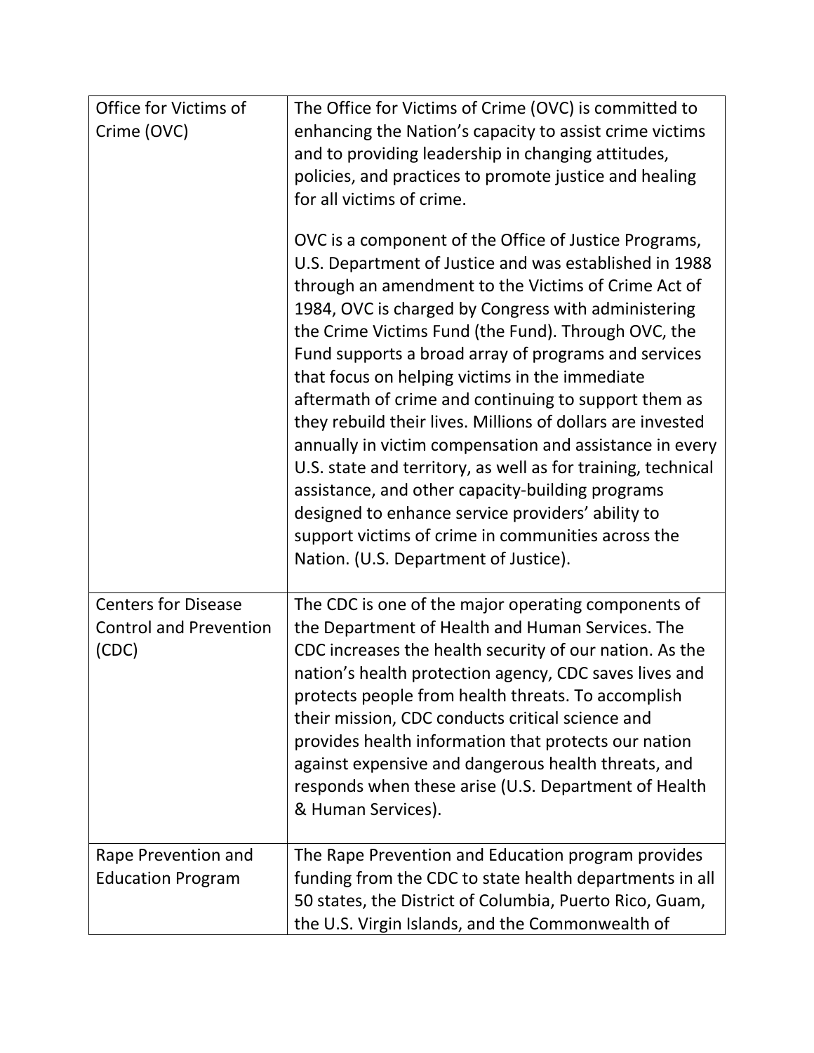| | |
|---|---|
| Office for Victims of Crime (OVC) | The Office for Victims of Crime (OVC) is committed to enhancing the Nation's capacity to assist crime victims and to providing leadership in changing attitudes, policies, and practices to promote justice and healing for all victims of crime.<br><br>OVC is a component of the Office of Justice Programs, U.S. Department of Justice and was established in 1988 through an amendment to the Victims of Crime Act of 1984, OVC is charged by Congress with administering the Crime Victims Fund (the Fund). Through OVC, the Fund supports a broad array of programs and services that focus on helping victims in the immediate aftermath of crime and continuing to support them as they rebuild their lives. Millions of dollars are invested annually in victim compensation and assistance in every U.S. state and territory, as well as for training, technical assistance, and other capacity-building programs designed to enhance service providers' ability to support victims of crime in communities across the Nation. (U.S. Department of Justice). |
| Centers for Disease Control and Prevention (CDC) | The CDC is one of the major operating components of the Department of Health and Human Services. The CDC increases the health security of our nation. As the nation's health protection agency, CDC saves lives and protects people from health threats. To accomplish their mission, CDC conducts critical science and provides health information that protects our nation against expensive and dangerous health threats, and responds when these arise (U.S. Department of Health & Human Services). |
| Rape Prevention and Education Program | The Rape Prevention and Education program provides funding from the CDC to state health departments in all 50 states, the District of Columbia, Puerto Rico, Guam, the U.S. Virgin Islands, and the Commonwealth of |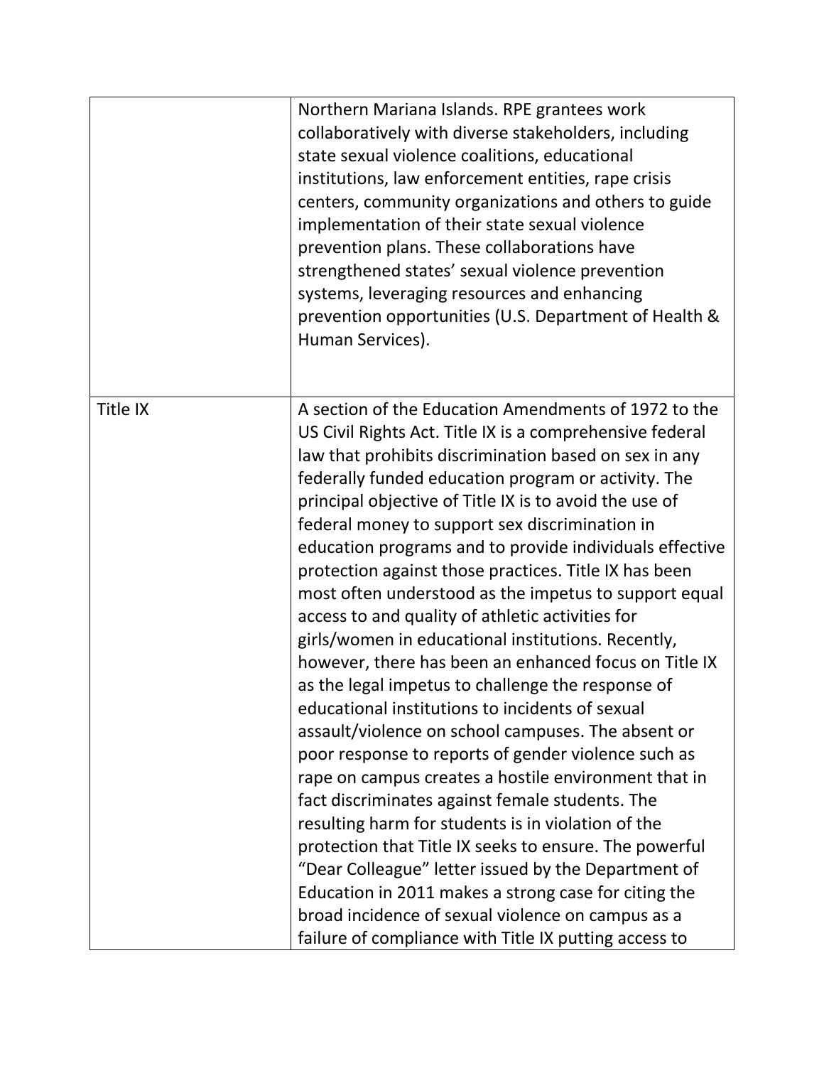| | |
|---|---|
| | Northern Mariana Islands. RPE grantees work collaboratively with diverse stakeholders, including state sexual violence coalitions, educational institutions, law enforcement entities, rape crisis centers, community organizations and others to guide implementation of their state sexual violence prevention plans. These collaborations have strengthened states' sexual violence prevention systems, leveraging resources and enhancing prevention opportunities (U.S. Department of Health & Human Services). |
| Title IX | A section of the Education Amendments of 1972 to the US Civil Rights Act. Title IX is a comprehensive federal law that prohibits discrimination based on sex in any federally funded education program or activity. The principal objective of Title IX is to avoid the use of federal money to support sex discrimination in education programs and to provide individuals effective protection against those practices. Title IX has been most often understood as the impetus to support equal access to and quality of athletic activities for girls/women in educational institutions. Recently, however, there has been an enhanced focus on Title IX as the legal impetus to challenge the response of educational institutions to incidents of sexual assault/violence on school campuses. The absent or poor response to reports of gender violence such as rape on campus creates a hostile environment that in fact discriminates against female students. The resulting harm for students is in violation of the protection that Title IX seeks to ensure. The powerful "Dear Colleague" letter issued by the Department of Education in 2011 makes a strong case for citing the broad incidence of sexual violence on campus as a failure of compliance with Title IX putting access to |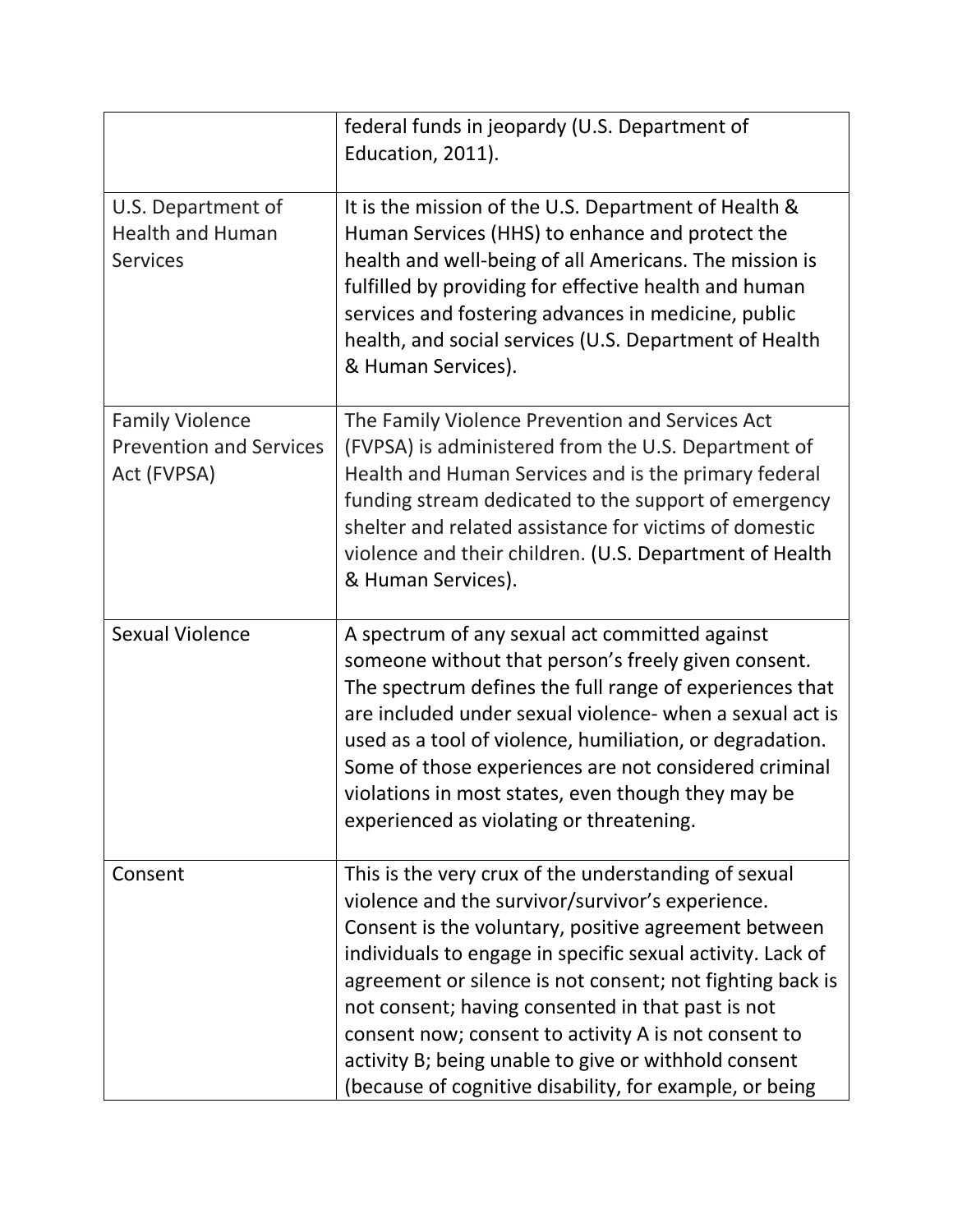| | |
|---|---|
| | federal funds in jeopardy (U.S. Department of Education, 2011). |
| U.S. Department of Health and Human Services | It is the mission of the U.S. Department of Health & Human Services (HHS) to enhance and protect the health and well-being of all Americans. The mission is fulfilled by providing for effective health and human services and fostering advances in medicine, public health, and social services (U.S. Department of Health & Human Services). |
| Family Violence Prevention and Services Act (FVPSA) | The Family Violence Prevention and Services Act (FVPSA) is administered from the U.S. Department of Health and Human Services and is the primary federal funding stream dedicated to the support of emergency shelter and related assistance for victims of domestic violence and their children. (U.S. Department of Health & Human Services). |
| Sexual Violence | A spectrum of any sexual act committed against someone without that person's freely given consent. The spectrum defines the full range of experiences that are included under sexual violence- when a sexual act is used as a tool of violence, humiliation, or degradation. Some of those experiences are not considered criminal violations in most states, even though they may be experienced as violating or threatening. |
| Consent | This is the very crux of the understanding of sexual violence and the survivor/survivor's experience. Consent is the voluntary, positive agreement between individuals to engage in specific sexual activity. Lack of agreement or silence is not consent; not fighting back is not consent; having consented in that past is not consent now; consent to activity A is not consent to activity B; being unable to give or withhold consent (because of cognitive disability, for example, or being |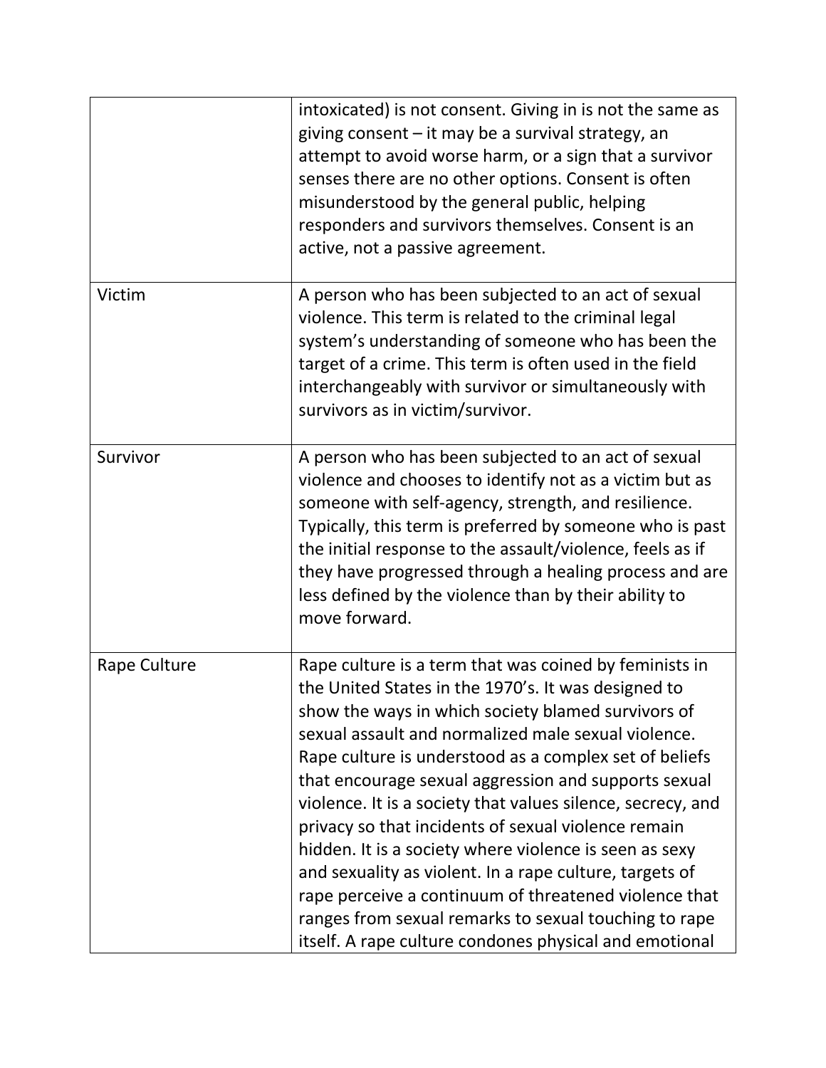| | |
|---|---|
| | intoxicated) is not consent. Giving in is not the same as giving consent – it may be a survival strategy, an attempt to avoid worse harm, or a sign that a survivor senses there are no other options. Consent is often misunderstood by the general public, helping responders and survivors themselves. Consent is an active, not a passive agreement. |
| Victim | A person who has been subjected to an act of sexual violence. This term is related to the criminal legal system's understanding of someone who has been the target of a crime. This term is often used in the field interchangeably with survivor or simultaneously with survivors as in victim/survivor. |
| Survivor | A person who has been subjected to an act of sexual violence and chooses to identify not as a victim but as someone with self-agency, strength, and resilience. Typically, this term is preferred by someone who is past the initial response to the assault/violence, feels as if they have progressed through a healing process and are less defined by the violence than by their ability to move forward. |
| Rape Culture | Rape culture is a term that was coined by feminists in the United States in the 1970's. It was designed to show the ways in which society blamed survivors of sexual assault and normalized male sexual violence. Rape culture is understood as a complex set of beliefs that encourage sexual aggression and supports sexual violence. It is a society that values silence, secrecy, and privacy so that incidents of sexual violence remain hidden. It is a society where violence is seen as sexy and sexuality as violent. In a rape culture, targets of rape perceive a continuum of threatened violence that ranges from sexual remarks to sexual touching to rape itself. A rape culture condones physical and emotional |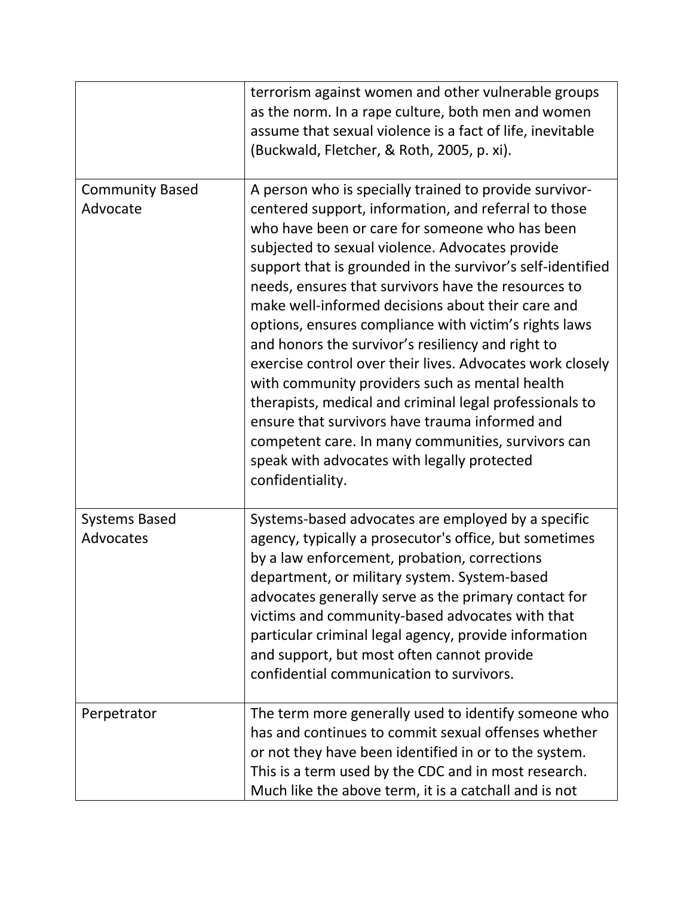| | |
|---|---|
| | terrorism against women and other vulnerable groups as the norm. In a rape culture, both men and women assume that sexual violence is a fact of life, inevitable (Buckwald, Fletcher, & Roth, 2005, p. xi). |
| Community Based Advocate | A person who is specially trained to provide survivor-centered support, information, and referral to those who have been or care for someone who has been subjected to sexual violence. Advocates provide support that is grounded in the survivor's self-identified needs, ensures that survivors have the resources to make well-informed decisions about their care and options, ensures compliance with victim's rights laws and honors the survivor's resiliency and right to exercise control over their lives. Advocates work closely with community providers such as mental health therapists, medical and criminal legal professionals to ensure that survivors have trauma informed and competent care. In many communities, survivors can speak with advocates with legally protected confidentiality. |
| Systems Based Advocates | Systems-based advocates are employed by a specific agency, typically a prosecutor's office, but sometimes by a law enforcement, probation, corrections department, or military system. System-based advocates generally serve as the primary contact for victims and community-based advocates with that particular criminal legal agency, provide information and support, but most often cannot provide confidential communication to survivors. |
| Perpetrator | The term more generally used to identify someone who has and continues to commit sexual offenses whether or not they have been identified in or to the system. This is a term used by the CDC and in most research. Much like the above term, it is a catchall and is not |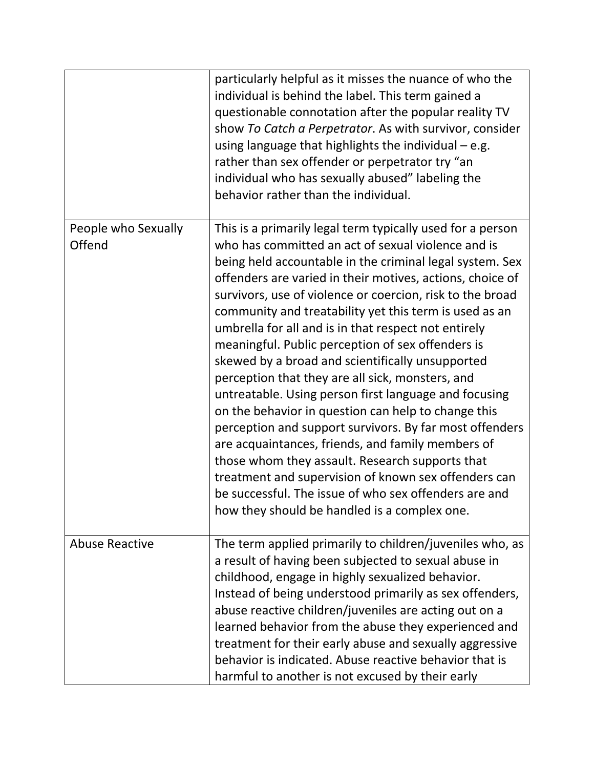| | |
|---|---|
| | particularly helpful as it misses the nuance of who the individual is behind the label. This term gained a questionable connotation after the popular reality TV show *To Catch a Perpetrator*. As with survivor, consider using language that highlights the individual – e.g. rather than sex offender or perpetrator try "an individual who has sexually abused" labeling the behavior rather than the individual. |
| People who Sexually Offend | This is a primarily legal term typically used for a person who has committed an act of sexual violence and is being held accountable in the criminal legal system. Sex offenders are varied in their motives, actions, choice of survivors, use of violence or coercion, risk to the broad community and treatability yet this term is used as an umbrella for all and is in that respect not entirely meaningful. Public perception of sex offenders is skewed by a broad and scientifically unsupported perception that they are all sick, monsters, and untreatable. Using person first language and focusing on the behavior in question can help to change this perception and support survivors. By far most offenders are acquaintances, friends, and family members of those whom they assault. Research supports that treatment and supervision of known sex offenders can be successful. The issue of who sex offenders are and how they should be handled is a complex one. |
| Abuse Reactive | The term applied primarily to children/juveniles who, as a result of having been subjected to sexual abuse in childhood, engage in highly sexualized behavior. Instead of being understood primarily as sex offenders, abuse reactive children/juveniles are acting out on a learned behavior from the abuse they experienced and treatment for their early abuse and sexually aggressive behavior is indicated. Abuse reactive behavior that is harmful to another is not excused by their early |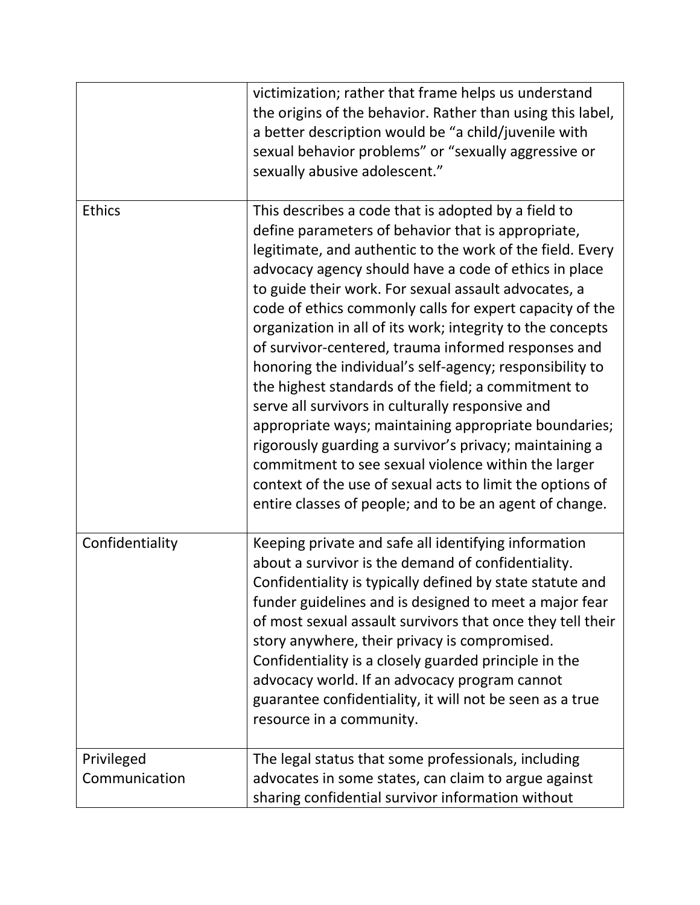| | |
|---|---|
| | victimization; rather that frame helps us understand the origins of the behavior. Rather than using this label, a better description would be "a child/juvenile with sexual behavior problems" or "sexually aggressive or sexually abusive adolescent." |
| Ethics | This describes a code that is adopted by a field to define parameters of behavior that is appropriate, legitimate, and authentic to the work of the field. Every advocacy agency should have a code of ethics in place to guide their work. For sexual assault advocates, a code of ethics commonly calls for expert capacity of the organization in all of its work; integrity to the concepts of survivor-centered, trauma informed responses and honoring the individual's self-agency; responsibility to the highest standards of the field; a commitment to serve all survivors in culturally responsive and appropriate ways; maintaining appropriate boundaries; rigorously guarding a survivor's privacy; maintaining a commitment to see sexual violence within the larger context of the use of sexual acts to limit the options of entire classes of people; and to be an agent of change. |
| Confidentiality | Keeping private and safe all identifying information about a survivor is the demand of confidentiality. Confidentiality is typically defined by state statute and funder guidelines and is designed to meet a major fear of most sexual assault survivors that once they tell their story anywhere, their privacy is compromised. Confidentiality is a closely guarded principle in the advocacy world. If an advocacy program cannot guarantee confidentiality, it will not be seen as a true resource in a community. |
| Privileged Communication | The legal status that some professionals, including advocates in some states, can claim to argue against sharing confidential survivor information without |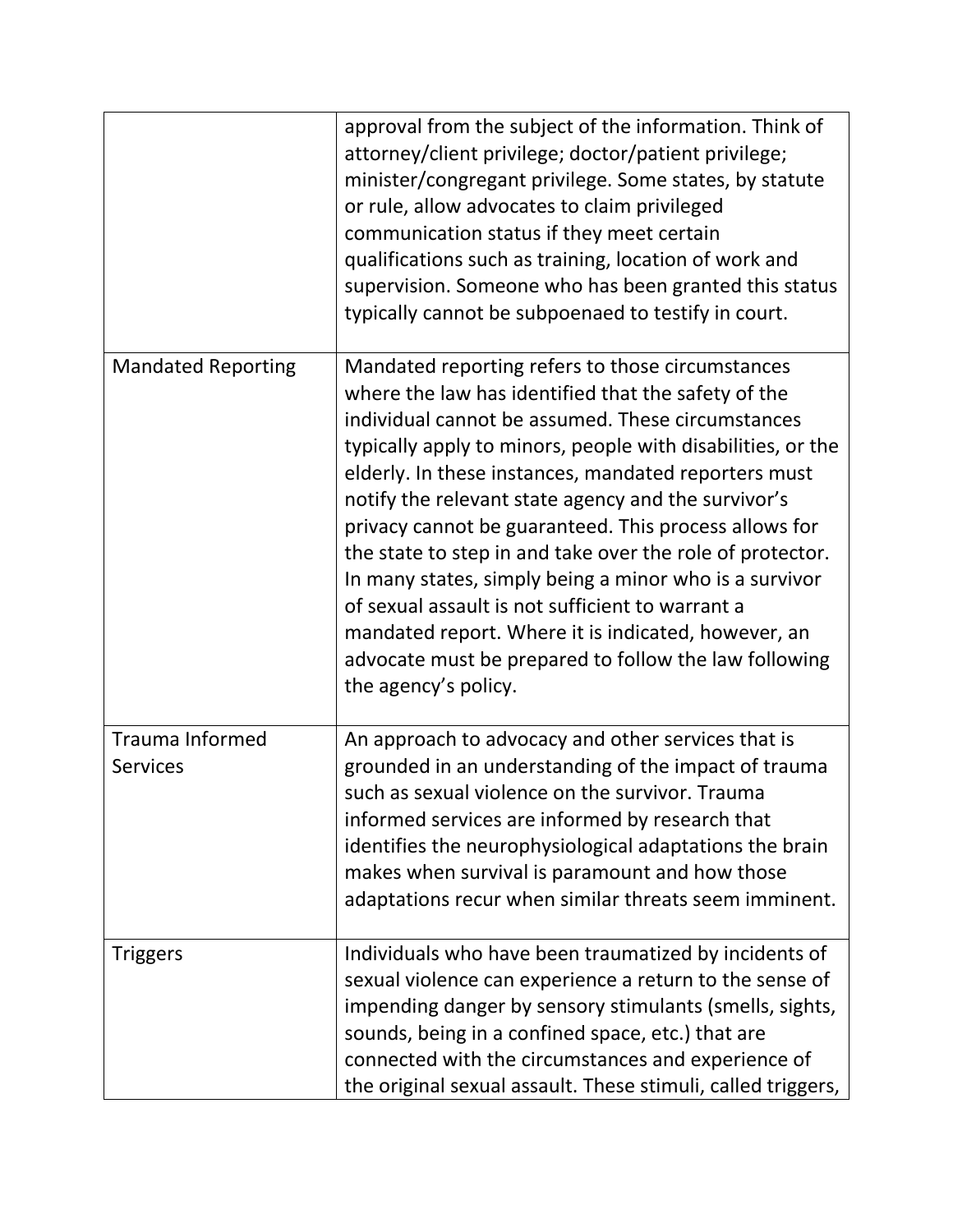| | |
|---|---|
| | approval from the subject of the information. Think of attorney/client privilege; doctor/patient privilege; minister/congregant privilege. Some states, by statute or rule, allow advocates to claim privileged communication status if they meet certain qualifications such as training, location of work and supervision. Someone who has been granted this status typically cannot be subpoenaed to testify in court. |
| Mandated Reporting | Mandated reporting refers to those circumstances where the law has identified that the safety of the individual cannot be assumed. These circumstances typically apply to minors, people with disabilities, or the elderly. In these instances, mandated reporters must notify the relevant state agency and the survivor's privacy cannot be guaranteed. This process allows for the state to step in and take over the role of protector. In many states, simply being a minor who is a survivor of sexual assault is not sufficient to warrant a mandated report. Where it is indicated, however, an advocate must be prepared to follow the law following the agency's policy. |
| Trauma Informed Services | An approach to advocacy and other services that is grounded in an understanding of the impact of trauma such as sexual violence on the survivor. Trauma informed services are informed by research that identifies the neurophysiological adaptations the brain makes when survival is paramount and how those adaptations recur when similar threats seem imminent. |
| Triggers | Individuals who have been traumatized by incidents of sexual violence can experience a return to the sense of impending danger by sensory stimulants (smells, sights, sounds, being in a confined space, etc.) that are connected with the circumstances and experience of the original sexual assault. These stimuli, called triggers, |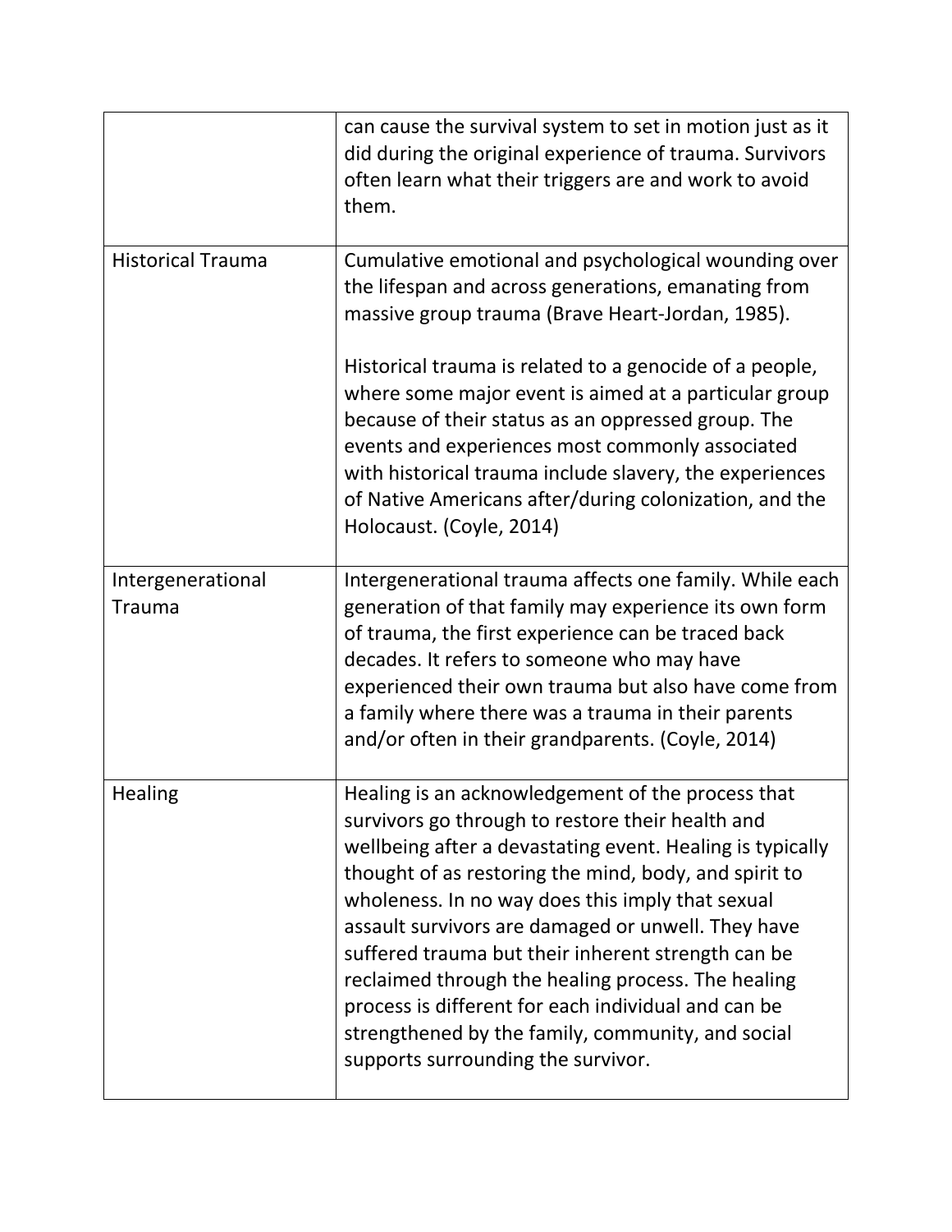| | |
|---|---|
| | can cause the survival system to set in motion just as it did during the original experience of trauma. Survivors often learn what their triggers are and work to avoid them. |
| Historical Trauma | Cumulative emotional and psychological wounding over the lifespan and across generations, emanating from massive group trauma (Brave Heart-Jordan, 1985).<br><br>Historical trauma is related to a genocide of a people, where some major event is aimed at a particular group because of their status as an oppressed group. The events and experiences most commonly associated with historical trauma include slavery, the experiences of Native Americans after/during colonization, and the Holocaust. (Coyle, 2014) |
| Intergenerational Trauma | Intergenerational trauma affects one family. While each generation of that family may experience its own form of trauma, the first experience can be traced back decades. It refers to someone who may have experienced their own trauma but also have come from a family where there was a trauma in their parents and/or often in their grandparents. (Coyle, 2014) |
| Healing | Healing is an acknowledgement of the process that survivors go through to restore their health and wellbeing after a devastating event. Healing is typically thought of as restoring the mind, body, and spirit to wholeness. In no way does this imply that sexual assault survivors are damaged or unwell. They have suffered trauma but their inherent strength can be reclaimed through the healing process. The healing process is different for each individual and can be strengthened by the family, community, and social supports surrounding the survivor. |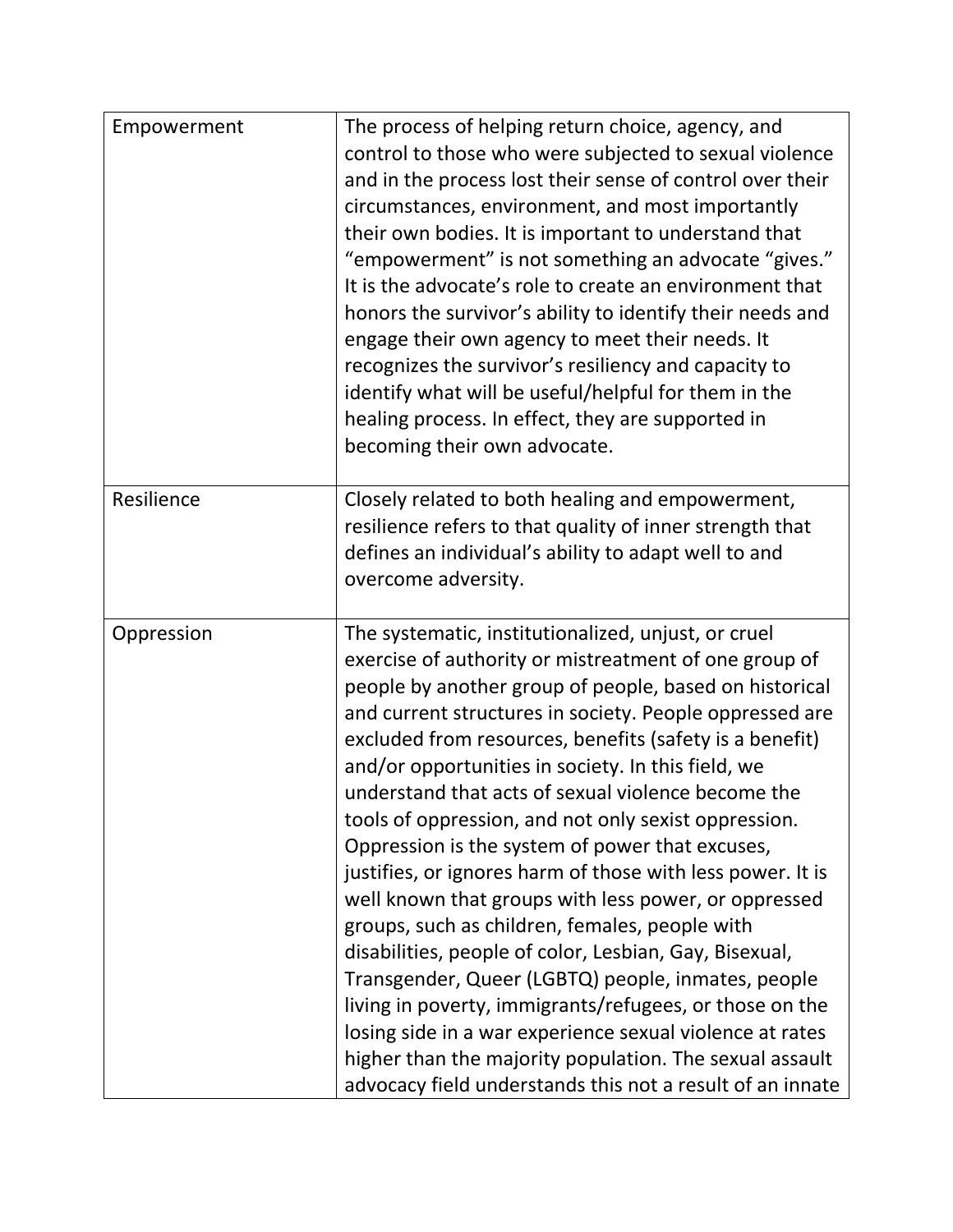| | |
|---|---|
| Empowerment | The process of helping return choice, agency, and control to those who were subjected to sexual violence and in the process lost their sense of control over their circumstances, environment, and most importantly their own bodies. It is important to understand that "empowerment" is not something an advocate "gives." It is the advocate's role to create an environment that honors the survivor's ability to identify their needs and engage their own agency to meet their needs. It recognizes the survivor's resiliency and capacity to identify what will be useful/helpful for them in the healing process. In effect, they are supported in becoming their own advocate. |
| Resilience | Closely related to both healing and empowerment, resilience refers to that quality of inner strength that defines an individual's ability to adapt well to and overcome adversity. |
| Oppression | The systematic, institutionalized, unjust, or cruel exercise of authority or mistreatment of one group of people by another group of people, based on historical and current structures in society. People oppressed are excluded from resources, benefits (safety is a benefit) and/or opportunities in society. In this field, we understand that acts of sexual violence become the tools of oppression, and not only sexist oppression. Oppression is the system of power that excuses, justifies, or ignores harm of those with less power. It is well known that groups with less power, or oppressed groups, such as children, females, people with disabilities, people of color, Lesbian, Gay, Bisexual, Transgender, Queer (LGBTQ) people, inmates, people living in poverty, immigrants/refugees, or those on the losing side in a war experience sexual violence at rates higher than the majority population. The sexual assault advocacy field understands this not a result of an innate |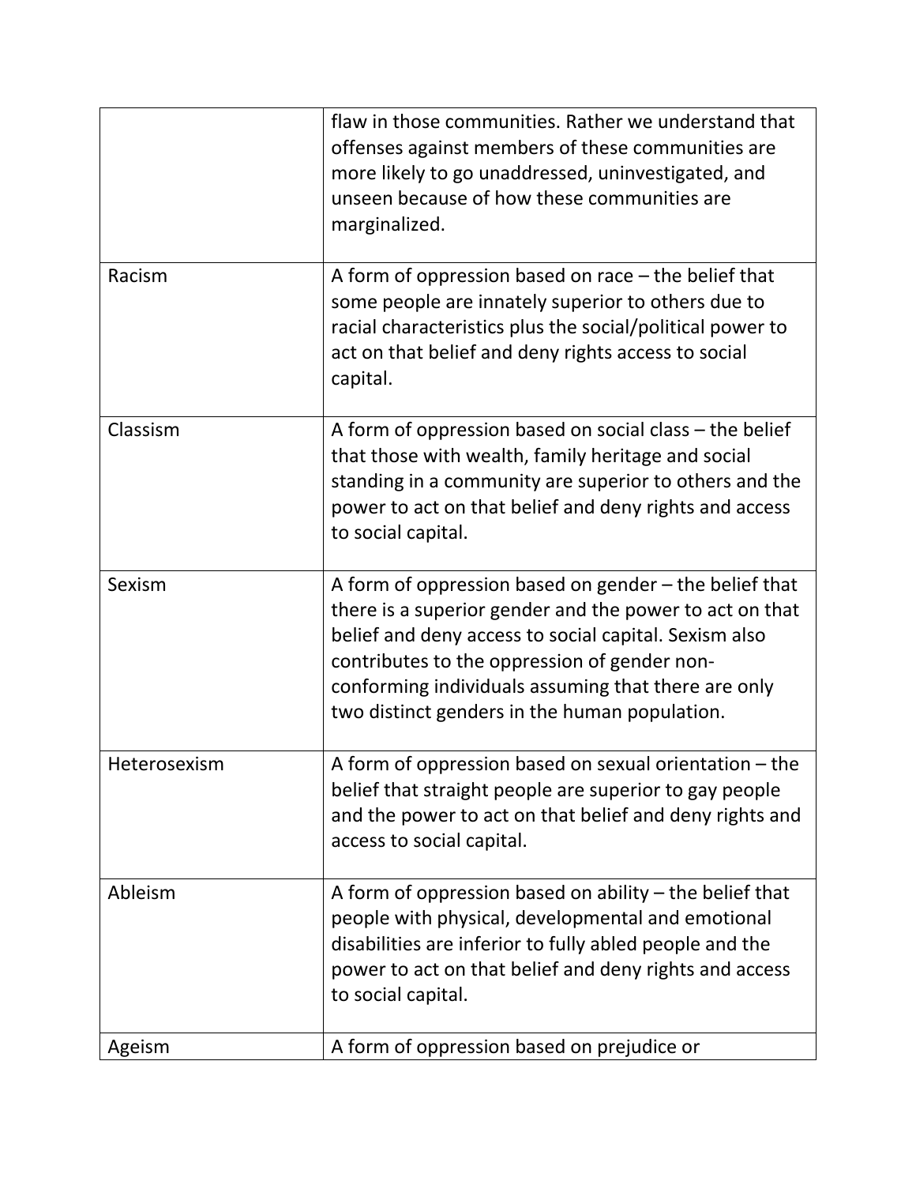| | |
|---|---|
| | flaw in those communities. Rather we understand that offenses against members of these communities are more likely to go unaddressed, uninvestigated, and unseen because of how these communities are marginalized. |
| Racism | A form of oppression based on race – the belief that some people are innately superior to others due to racial characteristics plus the social/political power to act on that belief and deny rights access to social capital. |
| Classism | A form of oppression based on social class – the belief that those with wealth, family heritage and social standing in a community are superior to others and the power to act on that belief and deny rights and access to social capital. |
| Sexism | A form of oppression based on gender – the belief that there is a superior gender and the power to act on that belief and deny access to social capital. Sexism also contributes to the oppression of gender non-conforming individuals assuming that there are only two distinct genders in the human population. |
| Heterosexism | A form of oppression based on sexual orientation – the belief that straight people are superior to gay people and the power to act on that belief and deny rights and access to social capital. |
| Ableism | A form of oppression based on ability – the belief that people with physical, developmental and emotional disabilities are inferior to fully abled people and the power to act on that belief and deny rights and access to social capital. |
| Ageism | A form of oppression based on prejudice or |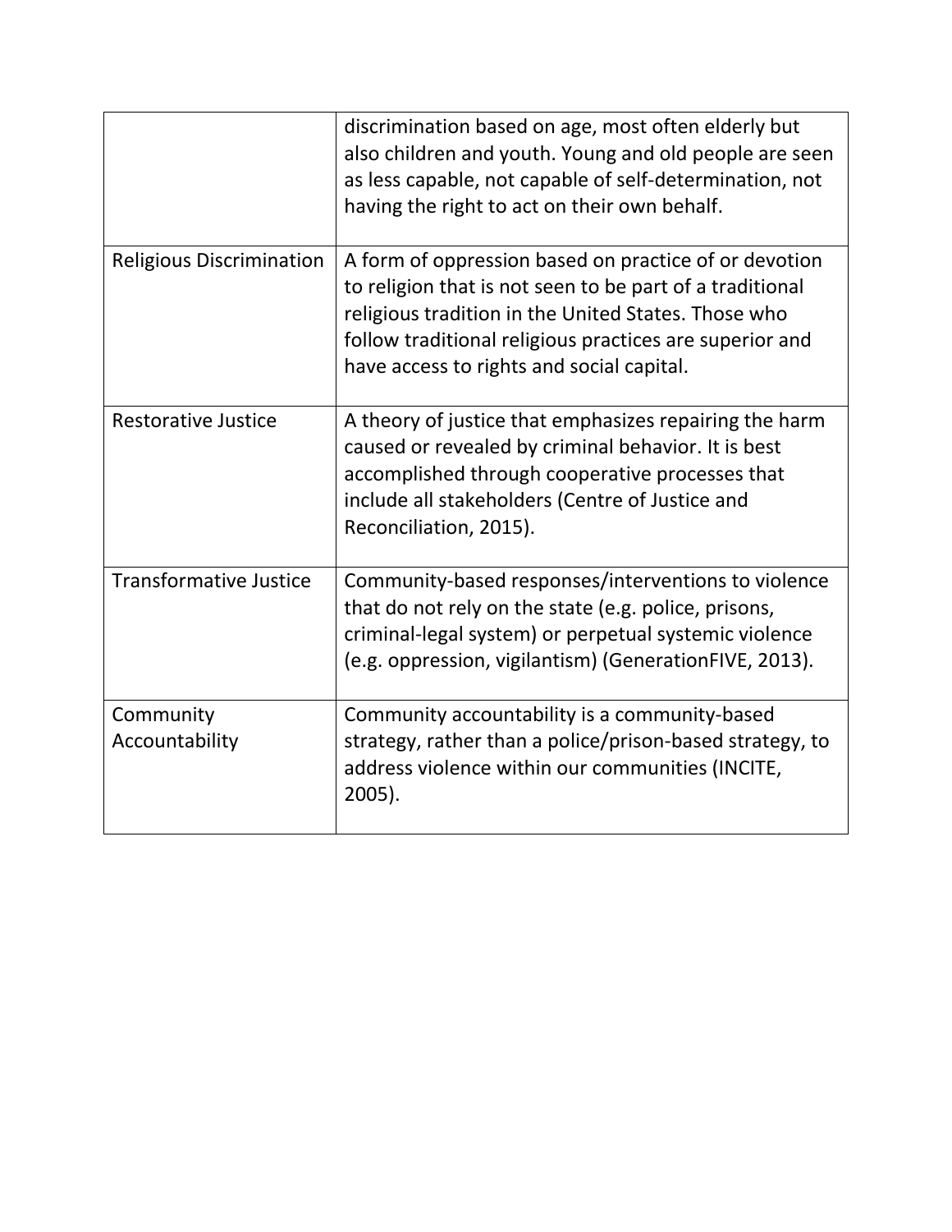| | |
|---|---|
| | discrimination based on age, most often elderly but also children and youth. Young and old people are seen as less capable, not capable of self-determination, not having the right to act on their own behalf. |
| Religious Discrimination | A form of oppression based on practice of or devotion to religion that is not seen to be part of a traditional religious tradition in the United States. Those who follow traditional religious practices are superior and have access to rights and social capital. |
| Restorative Justice | A theory of justice that emphasizes repairing the harm caused or revealed by criminal behavior. It is best accomplished through cooperative processes that include all stakeholders (Centre of Justice and Reconciliation, 2015). |
| Transformative Justice | Community-based responses/interventions to violence that do not rely on the state (e.g. police, prisons, criminal-legal system) or perpetual systemic violence (e.g. oppression, vigilantism) (GenerationFIVE, 2013). |
| Community Accountability | Community accountability is a community-based strategy, rather than a police/prison-based strategy, to address violence within our communities (INCITE, 2005). |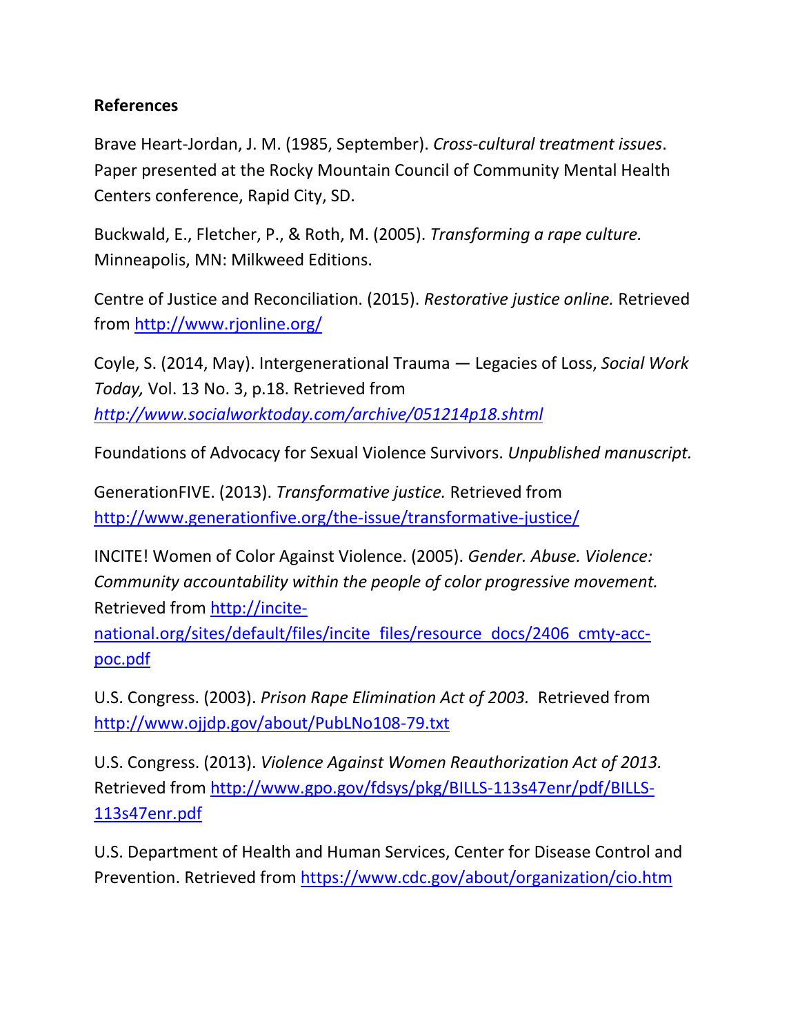**References**

Brave Heart-Jordan, J. M. (1985, September). *Cross-cultural treatment issues*. Paper presented at the Rocky Mountain Council of Community Mental Health Centers conference, Rapid City, SD.

Buckwald, E., Fletcher, P., & Roth, M. (2005). *Transforming a rape culture.* Minneapolis, MN: Milkweed Editions.

Centre of Justice and Reconciliation. (2015). *Restorative justice online.* Retrieved from http://www.rjonline.org/

Coyle, S. (2014, May). Intergenerational Trauma — Legacies of Loss, *Social Work Today,* Vol. 13 No. 3, p.18. Retrieved from *http://www.socialworktoday.com/archive/051214p18.shtml*

Foundations of Advocacy for Sexual Violence Survivors. *Unpublished manuscript.*

GenerationFIVE. (2013). *Transformative justice.* Retrieved from http://www.generationfive.org/the-issue/transformative-justice/

INCITE! Women of Color Against Violence. (2005). *Gender. Abuse. Violence: Community accountability within the people of color progressive movement.* Retrieved from http://incite-national.org/sites/default/files/incite_files/resource_docs/2406_cmty-acc-poc.pdf

U.S. Congress. (2003). *Prison Rape Elimination Act of 2003.* Retrieved from http://www.ojjdp.gov/about/PubLNo108-79.txt

U.S. Congress. (2013). *Violence Against Women Reauthorization Act of 2013.* Retrieved from http://www.gpo.gov/fdsys/pkg/BILLS-113s47enr/pdf/BILLS-113s47enr.pdf

U.S. Department of Health and Human Services, Center for Disease Control and Prevention. Retrieved from https://www.cdc.gov/about/organization/cio.htm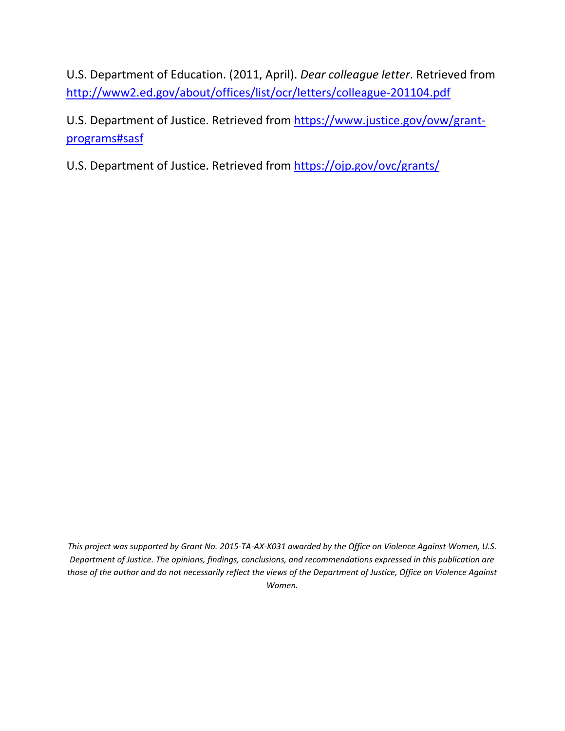U.S. Department of Education. (2011, April). *Dear colleague letter*. Retrieved from http://www2.ed.gov/about/offices/list/ocr/letters/colleague-201104.pdf

U.S. Department of Justice. Retrieved from https://www.justice.gov/ovw/grant-programs#sasf

U.S. Department of Justice. Retrieved from https://ojp.gov/ovc/grants/

*This project was supported by Grant No. 2015-TA-AX-K031 awarded by the Office on Violence Against Women, U.S. Department of Justice. The opinions, findings, conclusions, and recommendations expressed in this publication are those of the author and do not necessarily reflect the views of the Department of Justice, Office on Violence Against Women.*